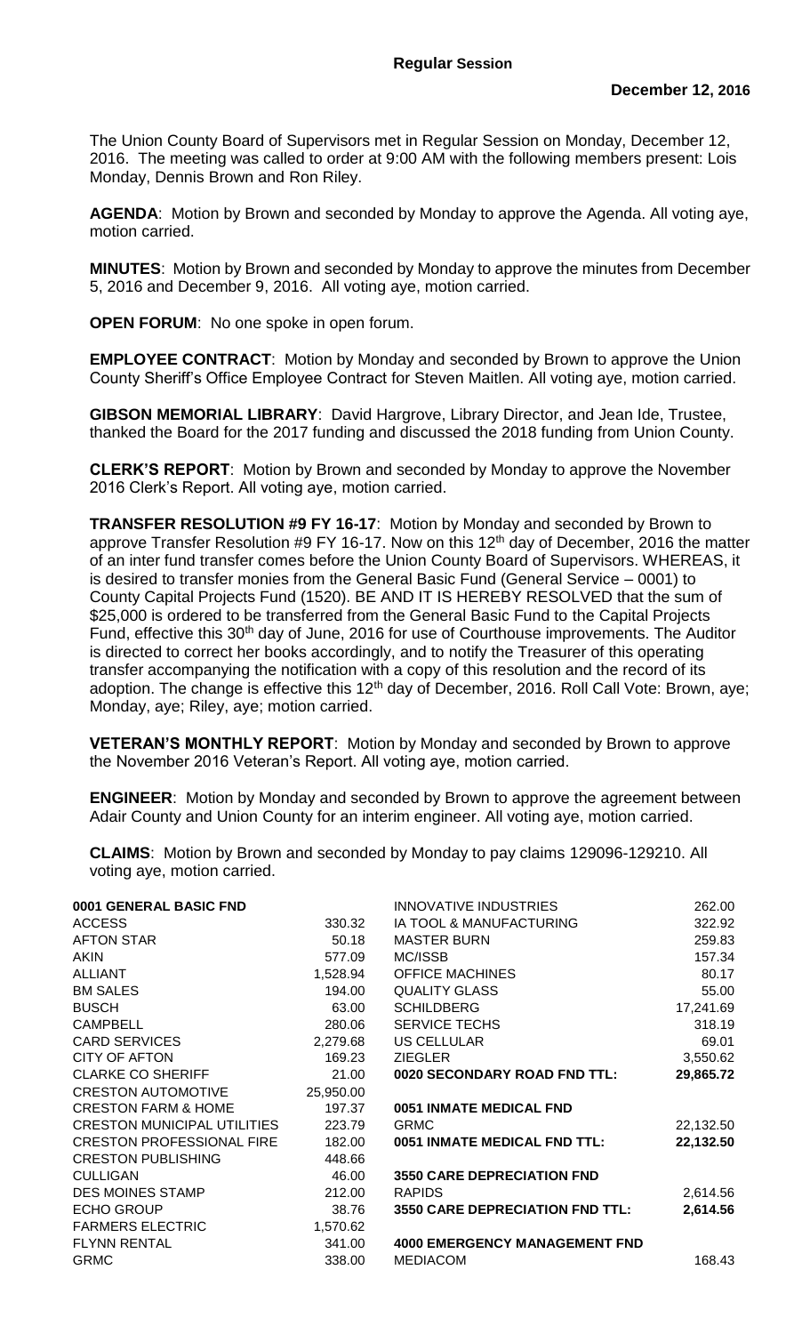# Regular Session

**December 12, 2016**

The Union County Board of Supervisors met in Regular Session on Monday, December 12, 2016. The meeting was called to order at 9:00 AM with the following members present: Lois Monday, Dennis Brown and Ron Riley.

**AGENDA**: Motion by Brown and seconded by Monday to approve the Agenda. All voting aye, motion carried.

**MINUTES**: Motion by Brown and seconded by Monday to approve the minutes from December 5, 2016 and December 9, 2016. All voting aye, motion carried.

**OPEN FORUM**: No one spoke in open forum.

**EMPLOYEE CONTRACT**: Motion by Monday and seconded by Brown to approve the Union County Sheriff's Office Employee Contract for Steven Maitlen. All voting aye, motion carried.

**GIBSON MEMORIAL LIBRARY**: David Hargrove, Library Director, and Jean Ide, Trustee, thanked the Board for the 2017 funding and discussed the 2018 funding from Union County.

**CLERK'S REPORT**: Motion by Brown and seconded by Monday to approve the November 2016 Clerk's Report. All voting aye, motion carried.

**TRANSFER RESOLUTION #9 FY 16-17**: Motion by Monday and seconded by Brown to approve Transfer Resolution #9 FY 16-17. Now on this 12th day of December, 2016 the matter of an inter fund transfer comes before the Union County Board of Supervisors. WHEREAS, it is desired to transfer monies from the General Basic Fund (General Service – 0001) to County Capital Projects Fund (1520). BE AND IT IS HEREBY RESOLVED that the sum of $25,000 is ordered to be transferred from the General Basic Fund to the Capital Projects Fund, effective this 30th day of June, 2016 for use of Courthouse improvements. The Auditor is directed to correct her books accordingly, and to notify the Treasurer of this operating transfer accompanying the notification with a copy of this resolution and the record of its adoption. The change is effective this 12th day of December, 2016. Roll Call Vote: Brown, aye; Monday, aye; Riley, aye; motion carried.

**VETERAN'S MONTHLY REPORT**: Motion by Monday and seconded by Brown to approve the November 2016 Veteran's Report. All voting aye, motion carried.

**ENGINEER**: Motion by Monday and seconded by Brown to approve the agreement between Adair County and Union County for an interim engineer. All voting aye, motion carried.

**CLAIMS**: Motion by Brown and seconded by Monday to pay claims 129096-129210. All voting aye, motion carried.

| **0001 GENERAL BASIC FND** | |
|---|---|
| ACCESS | 330.32 |
| AFTON STAR | 50.18 |
| AKIN | 577.09 |
| ALLIANT | 1,528.94 |
| BM SALES | 194.00 |
| BUSCH | 63.00 |
| CAMPBELL | 280.06 |
| CARD SERVICES | 2,279.68 |
| CITY OF AFTON | 169.23 |
| CLARKE CO SHERIFF | 21.00 |
| CRESTON AUTOMOTIVE | 25,950.00 |
| CRESTON FARM & HOME | 197.37 |
| CRESTON MUNICIPAL UTILITIES | 223.79 |
| CRESTON PROFESSIONAL FIRE | 182.00 |
| CRESTON PUBLISHING | 448.66 |
| CULLIGAN | 46.00 |
| DES MOINES STAMP | 212.00 |
| ECHO GROUP | 38.76 |
| FARMERS ELECTRIC | 1,570.62 |
| FLYNN RENTAL | 341.00 |
| GRMC | 338.00 |

| | |
|---|---|
| INNOVATIVE INDUSTRIES | 262.00 |
| IA TOOL & MANUFACTURING | 322.92 |
| MASTER BURN | 259.83 |
| MC/ISSB | 157.34 |
| OFFICE MACHINES | 80.17 |
| QUALITY GLASS | 55.00 |
| SCHILDBERG | 17,241.69 |
| SERVICE TECHS | 318.19 |
| US CELLULAR | 69.01 |
| ZIEGLER | 3,550.62 |
| **0020 SECONDARY ROAD FND TTL:** | **29,865.72** |
| | |
| **0051 INMATE MEDICAL FND** | |
| GRMC | 22,132.50 |
| **0051 INMATE MEDICAL FND TTL:** | **22,132.50** |
| | |
| **3550 CARE DEPRECIATION FND** | |
| RAPIDS | 2,614.56 |
| **3550 CARE DEPRECIATION FND TTL:** | **2,614.56** |
| | |
| **4000 EMERGENCY MANAGEMENT FND** | |
| MEDIACOM | 168.43 |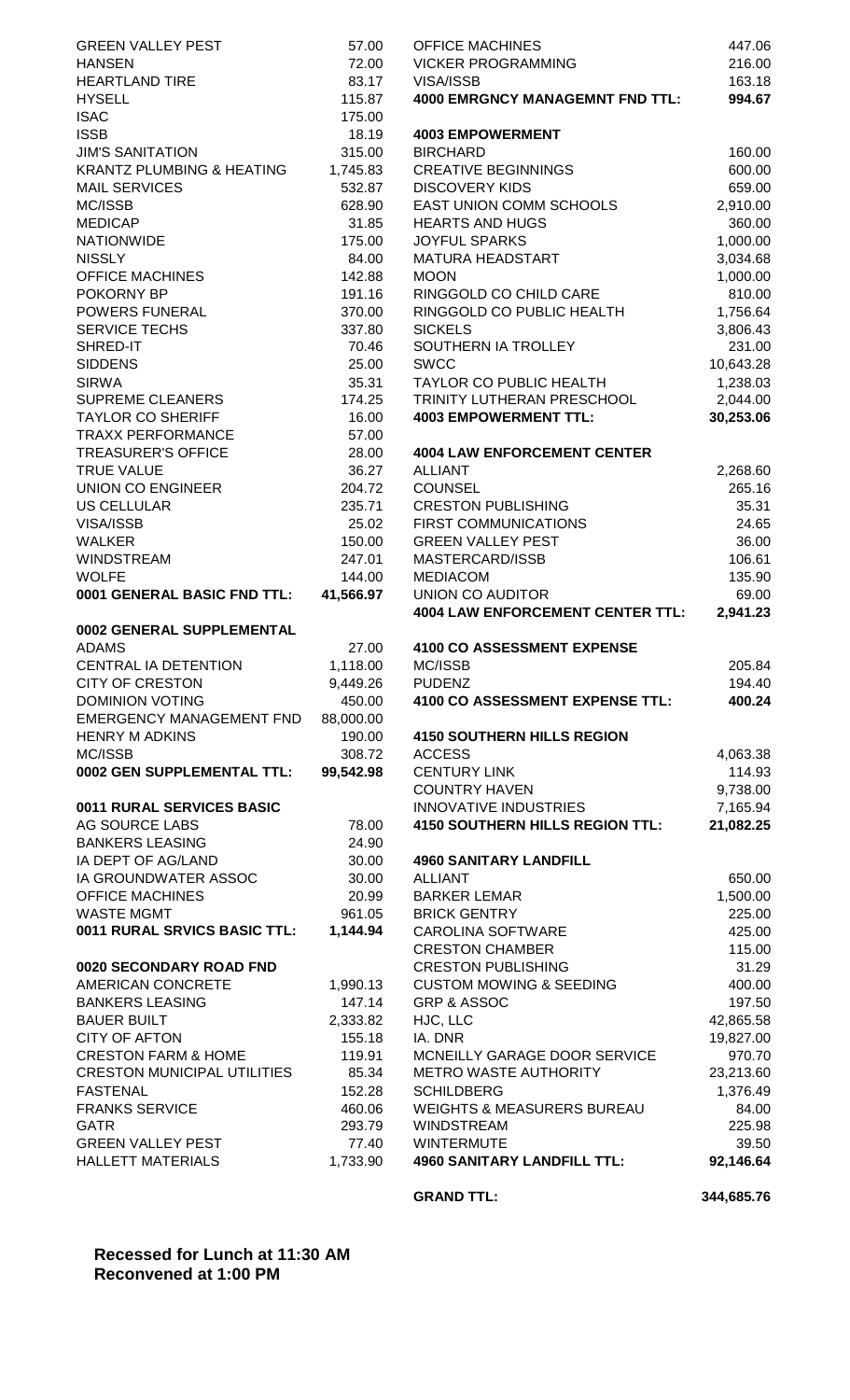| Vendor | Amount |
|---|---|
| GREEN VALLEY PEST | 57.00 |
| HANSEN | 72.00 |
| HEARTLAND TIRE | 83.17 |
| HYSELL | 115.87 |
| ISAC | 175.00 |
| ISSB | 18.19 |
| JIM'S SANITATION | 315.00 |
| KRANTZ PLUMBING & HEATING | 1,745.83 |
| MAIL SERVICES | 532.87 |
| MC/ISSB | 628.90 |
| MEDICAP | 31.85 |
| NATIONWIDE | 175.00 |
| NISSLY | 84.00 |
| OFFICE MACHINES | 142.88 |
| POKORNY BP | 191.16 |
| POWERS FUNERAL | 370.00 |
| SERVICE TECHS | 337.80 |
| SHRED-IT | 70.46 |
| SIDDENS | 25.00 |
| SIRWA | 35.31 |
| SUPREME CLEANERS | 174.25 |
| TAYLOR CO SHERIFF | 16.00 |
| TRAXX PERFORMANCE | 57.00 |
| TREASURER'S OFFICE | 28.00 |
| TRUE VALUE | 36.27 |
| UNION CO ENGINEER | 204.72 |
| US CELLULAR | 235.71 |
| VISA/ISSB | 25.02 |
| WALKER | 150.00 |
| WINDSTREAM | 247.01 |
| WOLFE | 144.00 |
| **0001 GENERAL BASIC FND TTL:** | **41,566.97** |

**0002 GENERAL SUPPLEMENTAL**

| Vendor | Amount |
|---|---|
| ADAMS | 27.00 |
| CENTRAL IA DETENTION | 1,118.00 |
| CITY OF CRESTON | 9,449.26 |
| DOMINION VOTING | 450.00 |
| EMERGENCY MANAGEMENT FND | 88,000.00 |
| HENRY M ADKINS | 190.00 |
| MC/ISSB | 308.72 |
| **0002 GEN SUPPLEMENTAL TTL:** | **99,542.98** |

**0011 RURAL SERVICES BASIC**

| Vendor | Amount |
|---|---|
| AG SOURCE LABS | 78.00 |
| BANKERS LEASING | 24.90 |
| IA DEPT OF AG/LAND | 30.00 |
| IA GROUNDWATER ASSOC | 30.00 |
| OFFICE MACHINES | 20.99 |
| WASTE MGMT | 961.05 |
| **0011 RURAL SRVICS BASIC TTL:** | **1,144.94** |

**0020 SECONDARY ROAD FND**

| Vendor | Amount |
|---|---|
| AMERICAN CONCRETE | 1,990.13 |
| BANKERS LEASING | 147.14 |
| BAUER BUILT | 2,333.82 |
| CITY OF AFTON | 155.18 |
| CRESTON FARM & HOME | 119.91 |
| CRESTON MUNICIPAL UTILITIES | 85.34 |
| FASTENAL | 152.28 |
| FRANKS SERVICE | 460.06 |
| GATR | 293.79 |
| GREEN VALLEY PEST | 77.40 |
| HALLETT MATERIALS | 1,733.90 |

| Vendor | Amount |
|---|---|
| OFFICE MACHINES | 447.06 |
| VICKER PROGRAMMING | 216.00 |
| VISA/ISSB | 163.18 |
| **4000 EMRGNCY MANAGEMNT FND TTL:** | **994.67** |

**4003 EMPOWERMENT**

| Vendor | Amount |
|---|---|
| BIRCHARD | 160.00 |
| CREATIVE BEGINNINGS | 600.00 |
| DISCOVERY KIDS | 659.00 |
| EAST UNION COMM SCHOOLS | 2,910.00 |
| HEARTS AND HUGS | 360.00 |
| JOYFUL SPARKS | 1,000.00 |
| MATURA HEADSTART | 3,034.68 |
| MOON | 1,000.00 |
| RINGGOLD CO CHILD CARE | 810.00 |
| RINGGOLD CO PUBLIC HEALTH | 1,756.64 |
| SICKELS | 3,806.43 |
| SOUTHERN IA TROLLEY | 231.00 |
| SWCC | 10,643.28 |
| TAYLOR CO PUBLIC HEALTH | 1,238.03 |
| TRINITY LUTHERAN PRESCHOOL | 2,044.00 |
| **4003 EMPOWERMENT TTL:** | **30,253.06** |

**4004 LAW ENFORCEMENT CENTER**

| Vendor | Amount |
|---|---|
| ALLIANT | 2,268.60 |
| COUNSEL | 265.16 |
| CRESTON PUBLISHING | 35.31 |
| FIRST COMMUNICATIONS | 24.65 |
| GREEN VALLEY PEST | 36.00 |
| MASTERCARD/ISSB | 106.61 |
| MEDIACOM | 135.90 |
| UNION CO AUDITOR | 69.00 |
| **4004 LAW ENFORCEMENT CENTER TTL:** | **2,941.23** |

**4100 CO ASSESSMENT EXPENSE**

| Vendor | Amount |
|---|---|
| MC/ISSB | 205.84 |
| PUDENZ | 194.40 |
| **4100 CO ASSESSMENT EXPENSE TTL:** | **400.24** |

**4150 SOUTHERN HILLS REGION**

| Vendor | Amount |
|---|---|
| ACCESS | 4,063.38 |
| CENTURY LINK | 114.93 |
| COUNTRY HAVEN | 9,738.00 |
| INNOVATIVE INDUSTRIES | 7,165.94 |
| **4150 SOUTHERN HILLS REGION TTL:** | **21,082.25** |

**4960 SANITARY LANDFILL**

| Vendor | Amount |
|---|---|
| ALLIANT | 650.00 |
| BARKER LEMAR | 1,500.00 |
| BRICK GENTRY | 225.00 |
| CAROLINA SOFTWARE | 425.00 |
| CRESTON CHAMBER | 115.00 |
| CRESTON PUBLISHING | 31.29 |
| CUSTOM MOWING & SEEDING | 400.00 |
| GRP & ASSOC | 197.50 |
| HJC, LLC | 42,865.58 |
| IA. DNR | 19,827.00 |
| MCNEILLY GARAGE DOOR SERVICE | 970.70 |
| METRO WASTE AUTHORITY | 23,213.60 |
| SCHILDBERG | 1,376.49 |
| WEIGHTS & MEASURERS BUREAU | 84.00 |
| WINDSTREAM | 225.98 |
| WINTERMUTE | 39.50 |
| **4960 SANITARY LANDFILL TTL:** | **92,146.64** |

| | |
|---|---|
| **GRAND TTL:** | **344,685.76** |

**Recessed for Lunch at 11:30 AM**
**Reconvened at 1:00 PM**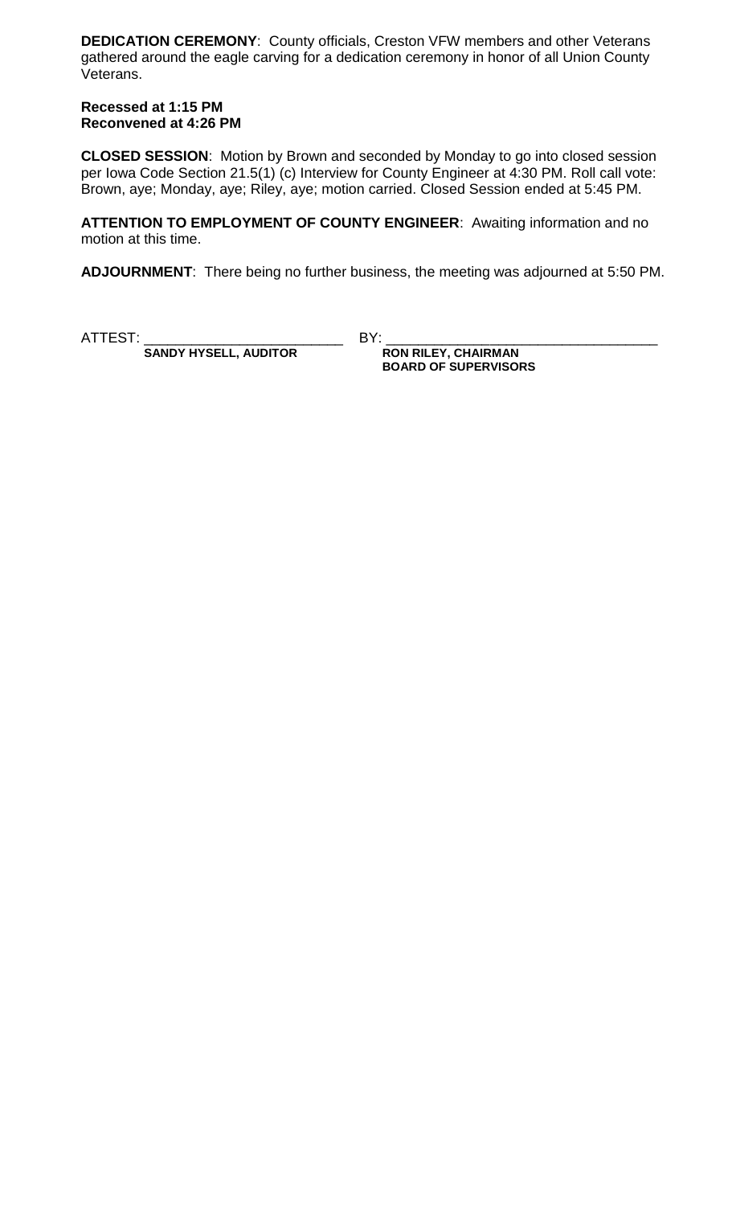**DEDICATION CEREMONY**: County officials, Creston VFW members and other Veterans gathered around the eagle carving for a dedication ceremony in honor of all Union County Veterans.

**Recessed at 1:15 PM**
**Reconvened at 4:26 PM**

**CLOSED SESSION**: Motion by Brown and seconded by Monday to go into closed session per Iowa Code Section 21.5(1) (c) Interview for County Engineer at 4:30 PM. Roll call vote: Brown, aye; Monday, aye; Riley, aye; motion carried. Closed Session ended at 5:45 PM.

**ATTENTION TO EMPLOYMENT OF COUNTY ENGINEER**: Awaiting information and no motion at this time.

**ADJOURNMENT**: There being no further business, the meeting was adjourned at 5:50 PM.

ATTEST: _________________________ BY: _________________________________

**SANDY HYSELL, AUDITOR** **RON RILEY, CHAIRMAN**
**BOARD OF SUPERVISORS**